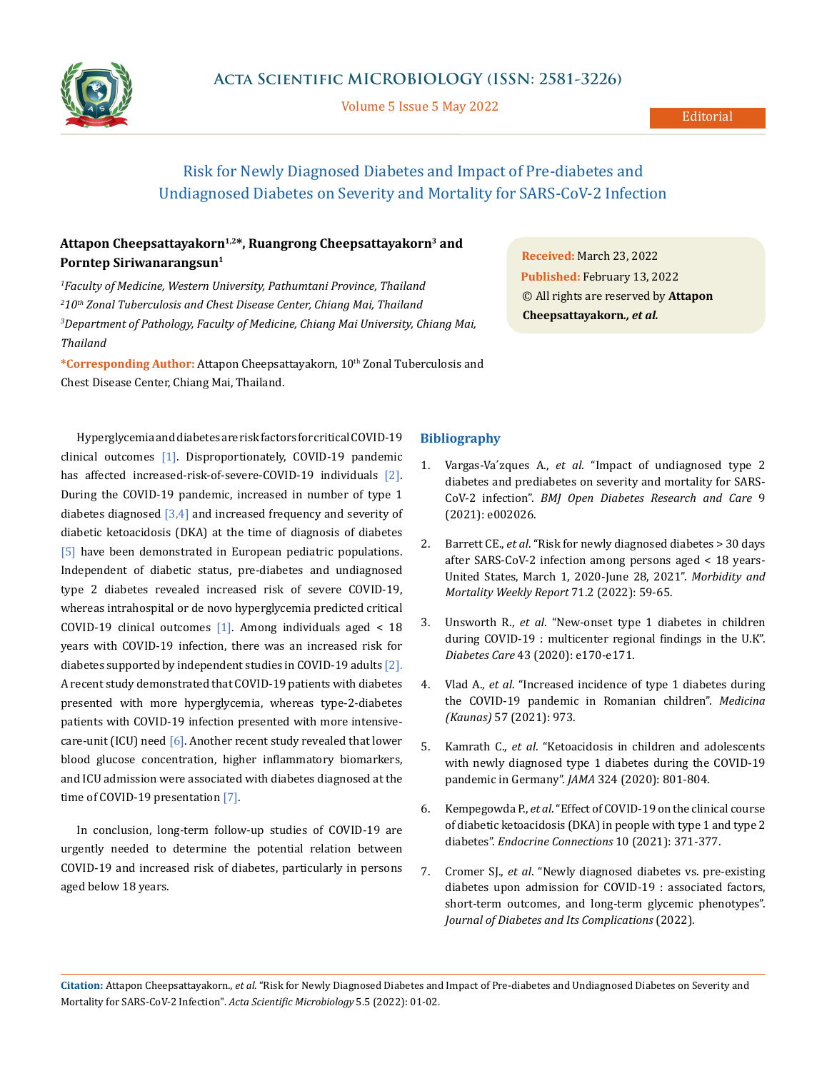Editorial

# Risk for Newly Diagnosed Diabetes and Impact of Pre-diabetes and Undiagnosed Diabetes on Severity and Mortality for SARS-CoV-2 Infection

**Attapon Cheepsattayakorn[1,2]*, Ruangrong Cheepsattayakorn[3] and Porntep Siriwanarangsun[1]**

*[1]Faculty of Medicine, Western University, Pathumtani Province, Thailand*

*[2]10th Zonal Tuberculosis and Chest Disease Center, Chiang Mai, Thailand*

*[3]Department of Pathology, Faculty of Medicine, Chiang Mai University, Chiang Mai, Thailand*

**\*Corresponding Author:** Attapon Cheepsattayakorn, 10th Zonal Tuberculosis and Chest Disease Center, Chiang Mai, Thailand.

**Received:** March 23, 2022

**Published:** February 13, 2022

© All rights are reserved by **Attapon Cheepsattayakorn*., et al.***

Hyperglycemia and diabetes are risk factors for critical COVID-19 clinical outcomes [1]. Disproportionately, COVID-19 pandemic has affected increased-risk-of-severe-COVID-19 individuals [2]. During the COVID-19 pandemic, increased in number of type 1 diabetes diagnosed [3,4] and increased frequency and severity of diabetic ketoacidosis (DKA) at the time of diagnosis of diabetes [5] have been demonstrated in European pediatric populations. Independent of diabetic status, pre-diabetes and undiagnosed type 2 diabetes revealed increased risk of severe COVID-19, whereas intrahospital or de novo hyperglycemia predicted critical COVID-19 clinical outcomes [1]. Among individuals aged < 18 years with COVID-19 infection, there was an increased risk for diabetes supported by independent studies in COVID-19 adults [2]. A recent study demonstrated that COVID-19 patients with diabetes presented with more hyperglycemia, whereas type-2-diabetes patients with COVID-19 infection presented with more intensive-care-unit (ICU) need [6]. Another recent study revealed that lower blood glucose concentration, higher inflammatory biomarkers, and ICU admission were associated with diabetes diagnosed at the time of COVID-19 presentation [7].

In conclusion, long-term follow-up studies of COVID-19 are urgently needed to determine the potential relation between COVID-19 and increased risk of diabetes, particularly in persons aged below 18 years.

## Bibliography

1. Vargas-Va´zques A., *et al*. "Impact of undiagnosed type 2 diabetes and prediabetes on severity and mortality for SARS-CoV-2 infection". *BMJ Open Diabetes Research and Care* 9 (2021): e002026.
2. Barrett CE., *et al*. "Risk for newly diagnosed diabetes > 30 days after SARS-CoV-2 infection among persons aged < 18 years-United States, March 1, 2020-June 28, 2021". *Morbidity and Mortality Weekly Report* 71.2 (2022): 59-65.
3. Unsworth R., *et al*. "New-onset type 1 diabetes in children during COVID-19 : multicenter regional findings in the U.K". *Diabetes Care* 43 (2020): e170-e171.
4. Vlad A., *et al*. "Increased incidence of type 1 diabetes during the COVID-19 pandemic in Romanian children". *Medicina (Kaunas)* 57 (2021): 973.
5. Kamrath C., *et al*. "Ketoacidosis in children and adolescents with newly diagnosed type 1 diabetes during the COVID-19 pandemic in Germany". *JAMA* 324 (2020): 801-804.
6. Kempegowda P., *et al*. "Effect of COVID-19 on the clinical course of diabetic ketoacidosis (DKA) in people with type 1 and type 2 diabetes". *Endocrine Connections* 10 (2021): 371-377.
7. Cromer SJ., *et al*. "Newly diagnosed diabetes vs. pre-existing diabetes upon admission for COVID-19 : associated factors, short-term outcomes, and long-term glycemic phenotypes". *Journal of Diabetes and Its Complications* (2022).

**Citation:** Attapon Cheepsattayakorn*., et al.* "Risk for Newly Diagnosed Diabetes and Impact of Pre-diabetes and Undiagnosed Diabetes on Severity and Mortality for SARS-CoV-2 Infection". *Acta Scientific Microbiology* 5.5 (2022): 01-02.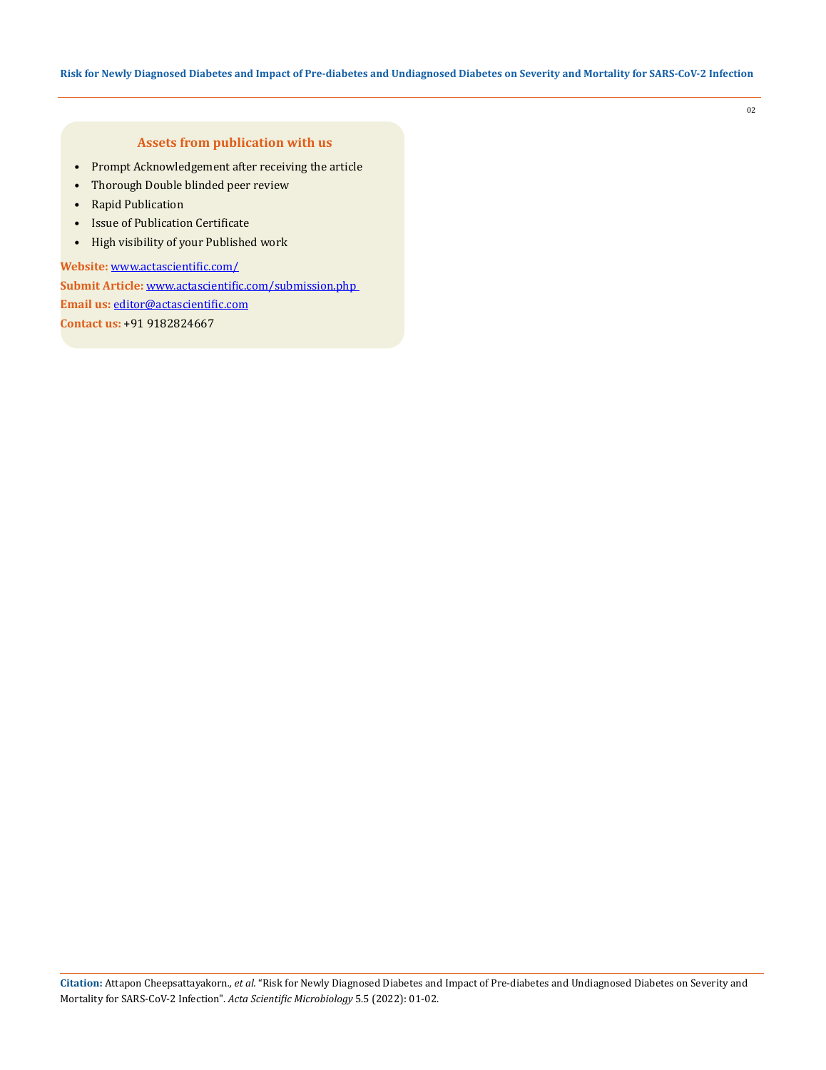### Assets from publication with us

- Prompt Acknowledgement after receiving the article
- Thorough Double blinded peer review
- Rapid Publication
- Issue of Publication Certificate
- High visibility of your Published work

**Website:** www.actascientific.com/

**Submit Article:** www.actascientific.com/submission.php

**Email us:** editor@actascientific.com

**Contact us:** +91 9182824667

**Citation:** Attapon Cheepsattayakorn., *et al.* "Risk for Newly Diagnosed Diabetes and Impact of Pre-diabetes and Undiagnosed Diabetes on Severity and Mortality for SARS-CoV-2 Infection". *Acta Scientific Microbiology* 5.5 (2022): 01-02.